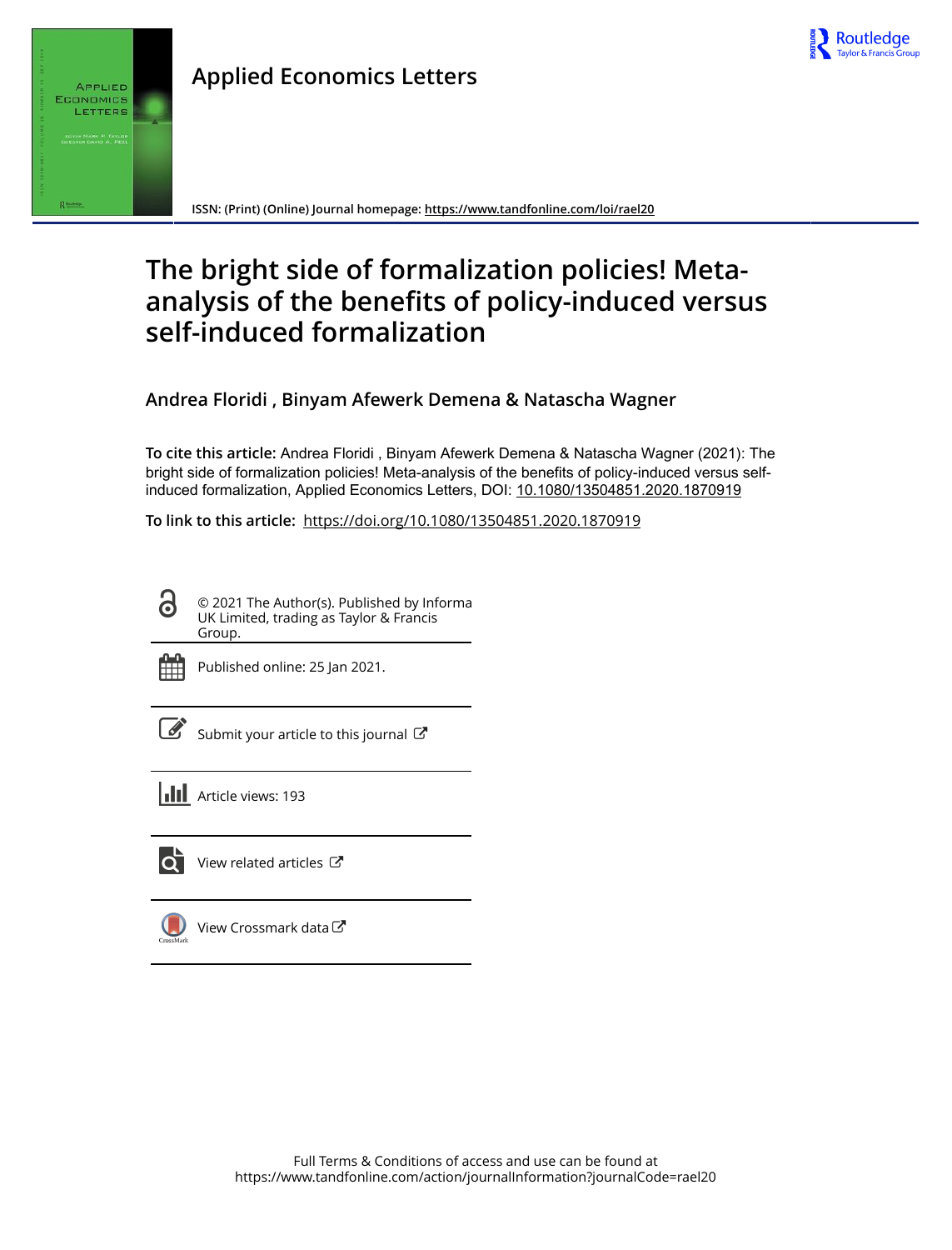Applied Economics Letters

ISSN: (Print) (Online) Journal homepage: https://www.tandfonline.com/loi/rael20

# The bright side of formalization policies! Meta-analysis of the benefits of policy-induced versus self-induced formalization

**Andrea Floridi , Binyam Afewerk Demena & Natascha Wagner**

**To cite this article:** Andrea Floridi , Binyam Afewerk Demena & Natascha Wagner (2021): The bright side of formalization policies! Meta-analysis of the benefits of policy-induced versus self-induced formalization, Applied Economics Letters, DOI: 10.1080/13504851.2020.1870919

**To link to this article:** https://doi.org/10.1080/13504851.2020.1870919

© 2021 The Author(s). Published by Informa UK Limited, trading as Taylor & Francis Group.

Published online: 25 Jan 2021.

Submit your article to this journal

Article views: 193

View related articles

View Crossmark data

Full Terms & Conditions of access and use can be found at
https://www.tandfonline.com/action/journalInformation?journalCode=rael20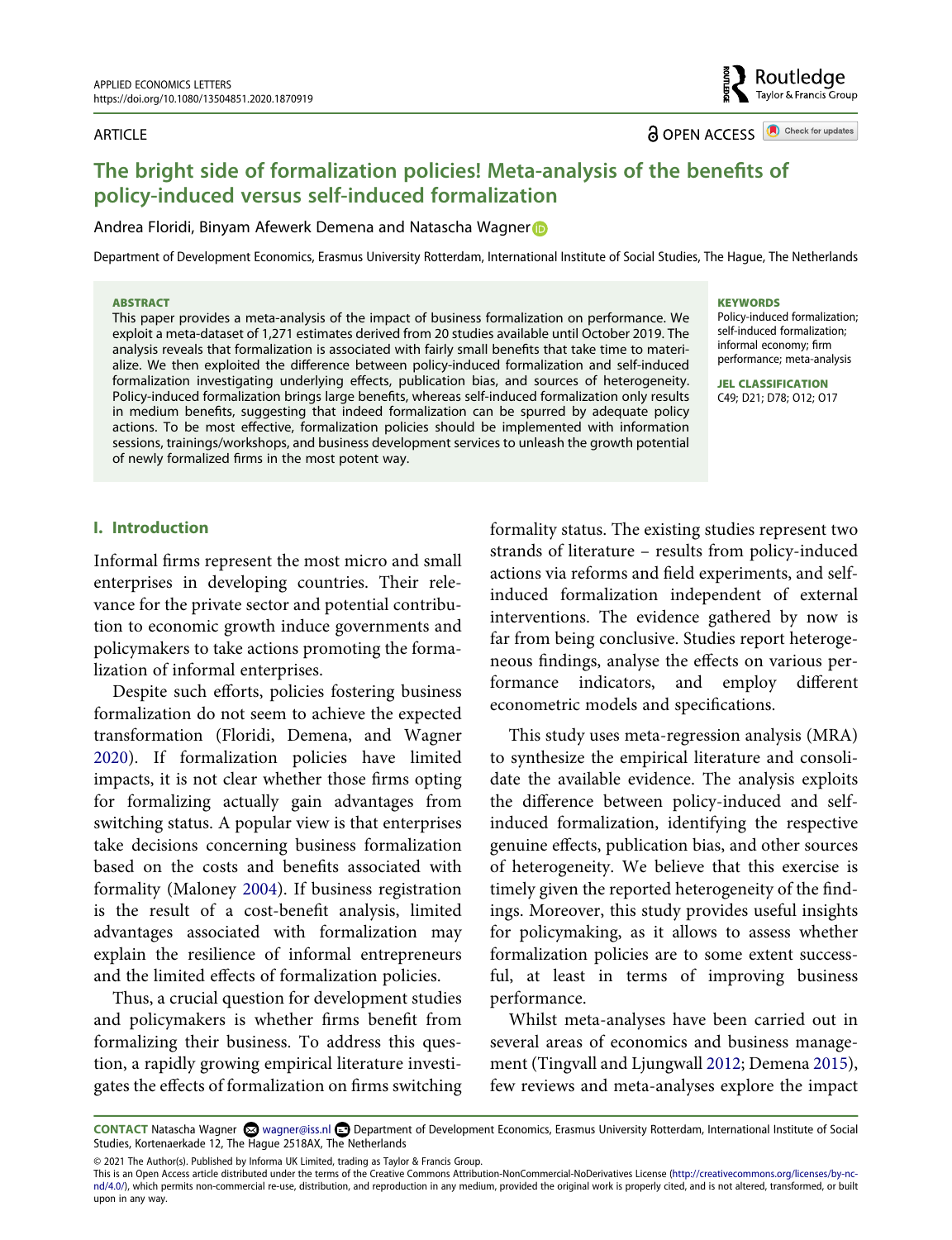ARTICLE

OPEN ACCESS

# The bright side of formalization policies! Meta-analysis of the benefits of policy-induced versus self-induced formalization

Andrea Floridi, Binyam Afewerk Demena and Natascha Wagner

Department of Development Economics, Erasmus University Rotterdam, International Institute of Social Studies, The Hague, The Netherlands

**ABSTRACT**

This paper provides a meta-analysis of the impact of business formalization on performance. We exploit a meta-dataset of 1,271 estimates derived from 20 studies available until October 2019. The analysis reveals that formalization is associated with fairly small benefits that take time to materialize. We then exploited the difference between policy-induced formalization and self-induced formalization investigating underlying effects, publication bias, and sources of heterogeneity. Policy-induced formalization brings large benefits, whereas self-induced formalization only results in medium benefits, suggesting that indeed formalization can be spurred by adequate policy actions. To be most effective, formalization policies should be implemented with information sessions, trainings/workshops, and business development services to unleash the growth potential of newly formalized firms in the most potent way.

**KEYWORDS**

Policy-induced formalization; self-induced formalization; informal economy; firm performance; meta-analysis

**JEL CLASSIFICATION**

C49; D21; D78; O12; O17

## I. Introduction

Informal firms represent the most micro and small enterprises in developing countries. Their relevance for the private sector and potential contribution to economic growth induce governments and policymakers to take actions promoting the formalization of informal enterprises.

Despite such efforts, policies fostering business formalization do not seem to achieve the expected transformation (Floridi, Demena, and Wagner 2020). If formalization policies have limited impacts, it is not clear whether those firms opting for formalizing actually gain advantages from switching status. A popular view is that enterprises take decisions concerning business formalization based on the costs and benefits associated with formality (Maloney 2004). If business registration is the result of a cost-benefit analysis, limited advantages associated with formalization may explain the resilience of informal entrepreneurs and the limited effects of formalization policies.

Thus, a crucial question for development studies and policymakers is whether firms benefit from formalizing their business. To address this question, a rapidly growing empirical literature investigates the effects of formalization on firms switching formality status. The existing studies represent two strands of literature – results from policy-induced actions via reforms and field experiments, and self-induced formalization independent of external interventions. The evidence gathered by now is far from being conclusive. Studies report heterogeneous findings, analyse the effects on various performance indicators, and employ different econometric models and specifications.

This study uses meta-regression analysis (MRA) to synthesize the empirical literature and consolidate the available evidence. The analysis exploits the difference between policy-induced and self-induced formalization, identifying the respective genuine effects, publication bias, and other sources of heterogeneity. We believe that this exercise is timely given the reported heterogeneity of the findings. Moreover, this study provides useful insights for policymaking, as it allows to assess whether formalization policies are to some extent successful, at least in terms of improving business performance.

Whilst meta-analyses have been carried out in several areas of economics and business management (Tingvall and Ljungwall 2012; Demena 2015), few reviews and meta-analyses explore the impact

**CONTACT** Natascha Wagner wagner@iss.nl Department of Development Economics, Erasmus University Rotterdam, International Institute of Social Studies, Kortenaerkade 12, The Hague 2518AX, The Netherlands

© 2021 The Author(s). Published by Informa UK Limited, trading as Taylor & Francis Group.
This is an Open Access article distributed under the terms of the Creative Commons Attribution-NonCommercial-NoDerivatives License (http://creativecommons.org/licenses/by-nc-nd/4.0/), which permits non-commercial re-use, distribution, and reproduction in any medium, provided the original work is properly cited, and is not altered, transformed, or built upon in any way.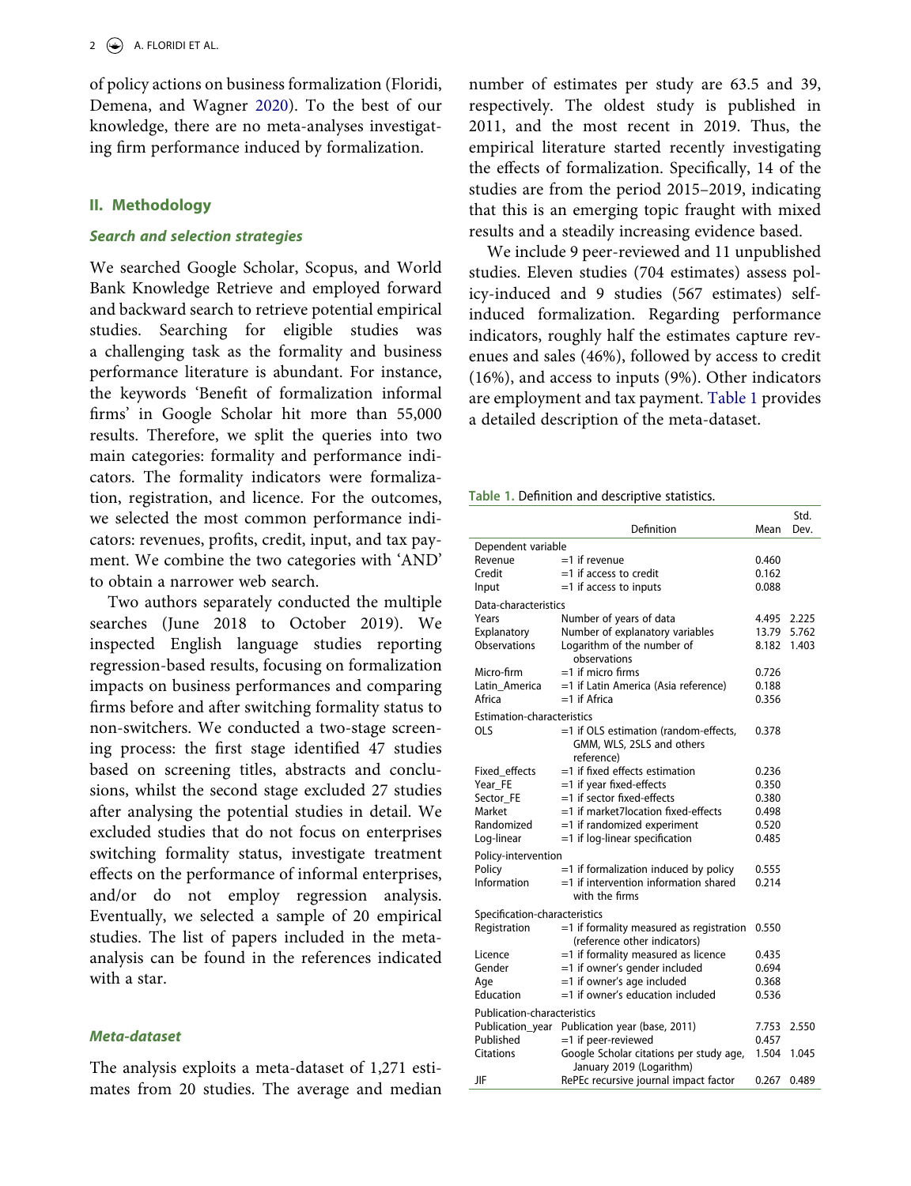of policy actions on business formalization (Floridi, Demena, and Wagner 2020). To the best of our knowledge, there are no meta-analyses investigating firm performance induced by formalization.

## II. Methodology

### *Search and selection strategies*

We searched Google Scholar, Scopus, and World Bank Knowledge Retrieve and employed forward and backward search to retrieve potential empirical studies. Searching for eligible studies was a challenging task as the formality and business performance literature is abundant. For instance, the keywords 'Benefit of formalization informal firms' in Google Scholar hit more than 55,000 results. Therefore, we split the queries into two main categories: formality and performance indicators. The formality indicators were formalization, registration, and licence. For the outcomes, we selected the most common performance indicators: revenues, profits, credit, input, and tax payment. We combine the two categories with 'AND' to obtain a narrower web search.

Two authors separately conducted the multiple searches (June 2018 to October 2019). We inspected English language studies reporting regression-based results, focusing on formalization impacts on business performances and comparing firms before and after switching formality status to non-switchers. We conducted a two-stage screening process: the first stage identified 47 studies based on screening titles, abstracts and conclusions, whilst the second stage excluded 27 studies after analysing the potential studies in detail. We excluded studies that do not focus on enterprises switching formality status, investigate treatment effects on the performance of informal enterprises, and/or do not employ regression analysis. Eventually, we selected a sample of 20 empirical studies. The list of papers included in the meta-analysis can be found in the references indicated with a star.

### *Meta-dataset*

The analysis exploits a meta-dataset of 1,271 estimates from 20 studies. The average and median number of estimates per study are 63.5 and 39, respectively. The oldest study is published in 2011, and the most recent in 2019. Thus, the empirical literature started recently investigating the effects of formalization. Specifically, 14 of the studies are from the period 2015–2019, indicating that this is an emerging topic fraught with mixed results and a steadily increasing evidence based.

We include 9 peer-reviewed and 11 unpublished studies. Eleven studies (704 estimates) assess policy-induced and 9 studies (567 estimates) self-induced formalization. Regarding performance indicators, roughly half the estimates capture revenues and sales (46%), followed by access to credit (16%), and access to inputs (9%). Other indicators are employment and tax payment. Table 1 provides a detailed description of the meta-dataset.

**Table 1.** Definition and descriptive statistics.

| | Definition | Mean | Std. Dev. |
|---|---|---|---|
| Dependent variable | | | |
| Revenue | =1 if revenue | 0.460 | |
| Credit | =1 if access to credit | 0.162 | |
| Input | =1 if access to inputs | 0.088 | |
| Data-characteristics | | | |
| Years | Number of years of data | 4.495 | 2.225 |
| Explanatory | Number of explanatory variables | 13.79 | 5.762 |
| Observations | Logarithm of the number of observations | 8.182 | 1.403 |
| Micro-firm | =1 if micro firms | 0.726 | |
| Latin_America | =1 if Latin America (Asia reference) | 0.188 | |
| Africa | =1 if Africa | 0.356 | |
| Estimation-characteristics | | | |
| OLS | =1 if OLS estimation (random-effects, GMM, WLS, 2SLS and others reference) | 0.378 | |
| Fixed_effects | =1 if fixed effects estimation | 0.236 | |
| Year_FE | =1 if year fixed-effects | 0.350 | |
| Sector_FE | =1 if sector fixed-effects | 0.380 | |
| Market | =1 if market7location fixed-effects | 0.498 | |
| Randomized | =1 if randomized experiment | 0.520 | |
| Log-linear | =1 if log-linear specification | 0.485 | |
| Policy-intervention | | | |
| Policy | =1 if formalization induced by policy | 0.555 | |
| Information | =1 if intervention information shared with the firms | 0.214 | |
| Specification-characteristics | | | |
| Registration | =1 if formality measured as registration (reference other indicators) | 0.550 | |
| Licence | =1 if formality measured as licence | 0.435 | |
| Gender | =1 if owner's gender included | 0.694 | |
| Age | =1 if owner's age included | 0.368 | |
| Education | =1 if owner's education included | 0.536 | |
| Publication-characteristics | | | |
| Publication_year | Publication year (base, 2011) | 7.753 | 2.550 |
| Published | =1 if peer-reviewed | 0.457 | |
| Citations | Google Scholar citations per study age, January 2019 (Logarithm) | 1.504 | 1.045 |
| JIF | RePEc recursive journal impact factor | 0.267 | 0.489 |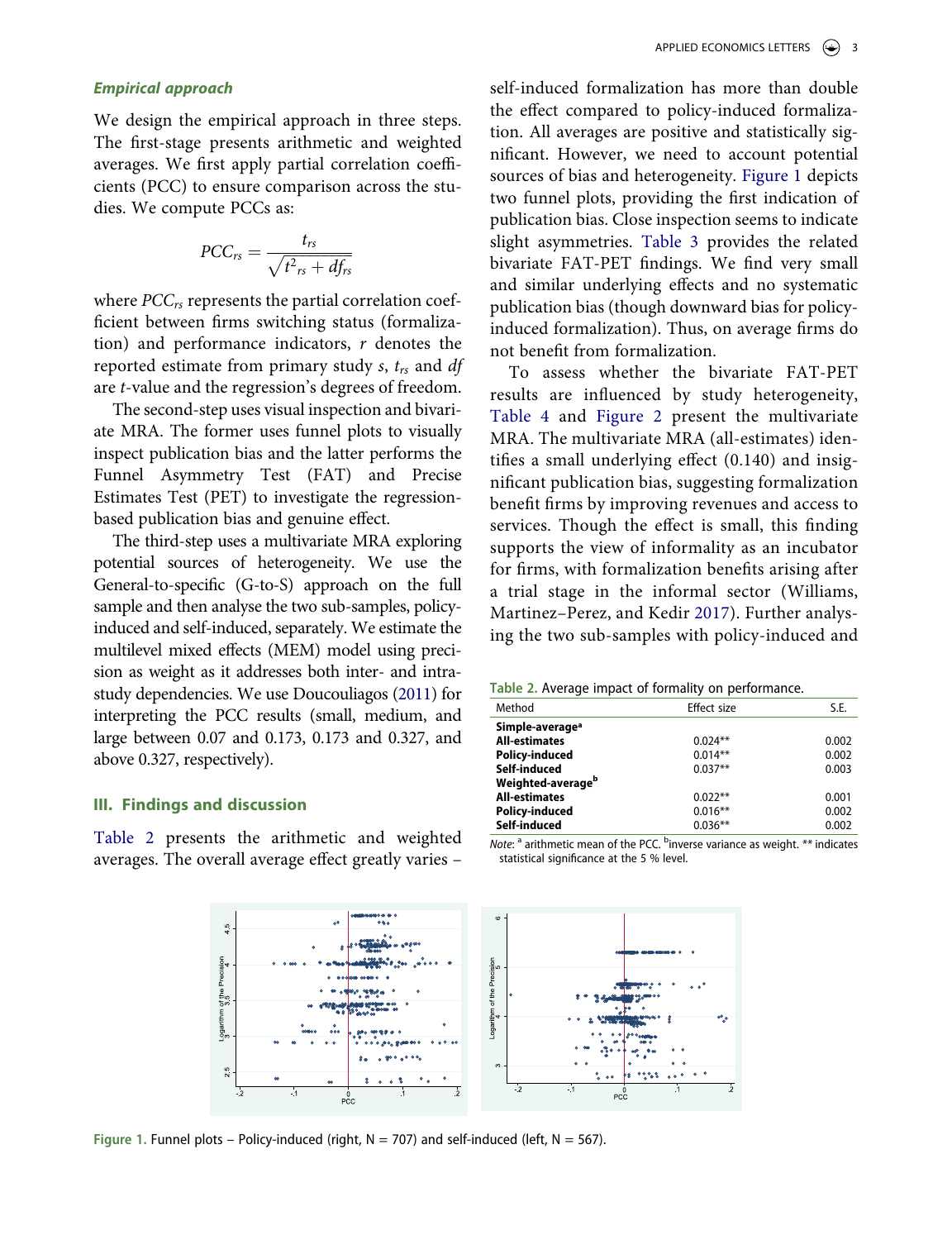### Empirical approach

We design the empirical approach in three steps. The first-stage presents arithmetic and weighted averages. We first apply partial correlation coefficients (PCC) to ensure comparison across the studies. We compute PCCs as:

$$PCC_{rs} = \frac{t_{rs}}{\sqrt{t^2{}_{rs} + df_{rs}}}$$

where $PCC_{rs}$ represents the partial correlation coefficient between firms switching status (formalization) and performance indicators, $r$ denotes the reported estimate from primary study $s$, $t_{rs}$ and $df$ are $t$-value and the regression's degrees of freedom.

The second-step uses visual inspection and bivariate MRA. The former uses funnel plots to visually inspect publication bias and the latter performs the Funnel Asymmetry Test (FAT) and Precise Estimates Test (PET) to investigate the regression-based publication bias and genuine effect.

The third-step uses a multivariate MRA exploring potential sources of heterogeneity. We use the General-to-specific (G-to-S) approach on the full sample and then analyse the two sub-samples, policy-induced and self-induced, separately. We estimate the multilevel mixed effects (MEM) model using precision as weight as it addresses both inter- and intra-study dependencies. We use Doucouliagos (2011) for interpreting the PCC results (small, medium, and large between 0.07 and 0.173, 0.173 and 0.327, and above 0.327, respectively).

## III. Findings and discussion

Table 2 presents the arithmetic and weighted averages. The overall average effect greatly varies – self-induced formalization has more than double the effect compared to policy-induced formalization. All averages are positive and statistically significant. However, we need to account potential sources of bias and heterogeneity. Figure 1 depicts two funnel plots, providing the first indication of publication bias. Close inspection seems to indicate slight asymmetries. Table 3 provides the related bivariate FAT-PET findings. We find very small and similar underlying effects and no systematic publication bias (though downward bias for policy-induced formalization). Thus, on average firms do not benefit from formalization.

To assess whether the bivariate FAT-PET results are influenced by study heterogeneity, Table 4 and Figure 2 present the multivariate MRA. The multivariate MRA (all-estimates) identifies a small underlying effect (0.140) and insignificant publication bias, suggesting formalization benefit firms by improving revenues and access to services. Though the effect is small, this finding supports the view of informality as an incubator for firms, with formalization benefits arising after a trial stage in the informal sector (Williams, Martinez–Perez, and Kedir 2017). Further analysing the two sub-samples with policy-induced and

Table 2. Average impact of formality on performance.

| Method | Effect size | S.E. |
|---|---|---|
| **Simple-average**[a] | | |
| **All-estimates** | 0.024** | 0.002 |
| **Policy-induced** | 0.014** | 0.002 |
| **Self-induced** | 0.037** | 0.003 |
| **Weighted-average**[b] | | |
| **All-estimates** | 0.022** | 0.001 |
| **Policy-induced** | 0.016** | 0.002 |
| **Self-induced** | 0.036** | 0.002 |

*Note*: [a] arithmetic mean of the PCC. [b] inverse variance as weight. ** indicates statistical significance at the 5 % level.

Figure 1. Funnel plots – Policy-induced (right, N = 707) and self-induced (left, N = 567).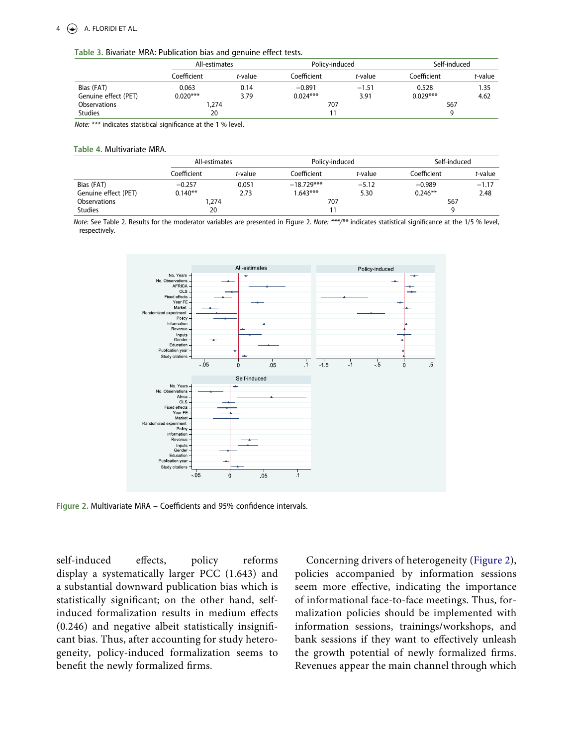**Table 3.** Bivariate MRA: Publication bias and genuine effect tests.

| | All-estimates | | Policy-induced | | Self-induced | |
|---|---|---|---|---|---|---|
| | Coefficient | *t*-value | Coefficient | *t*-value | Coefficient | *t*-value |
| Bias (FAT) | 0.063 | 0.14 | −0.891 | −1.51 | 0.528 | 1.35 |
| Genuine effect (PET) | 0.020*** | 3.79 | 0.024*** | 3.91 | 0.029*** | 4.62 |
| Observations | 1,274 | | 707 | | 567 | |
| Studies | 20 | | 11 | | 9 | |

*Note:* *** indicates statistical significance at the 1 % level.

**Table 4.** Multivariate MRA.

| | All-estimates | | Policy-induced | | Self-induced | |
|---|---|---|---|---|---|---|
| | Coefficient | *t*-value | Coefficient | *t*-value | Coefficient | *t*-value |
| Bias (FAT) | −0.257 | 0.051 | −18.729*** | −5.12 | −0.989 | −1.17 |
| Genuine effect (PET) | 0.140** | 2.73 | 1.643*** | 5.30 | 0.246** | 2.48 |
| Observations | 1,274 | | 707 | | 567 | |
| Studies | 20 | | 11 | | 9 | |

*Note*: See Table 2. Results for the moderator variables are presented in Figure 2. *Note:* ***/** indicates statistical significance at the 1/5 % level, respectively.

**Figure 2.** Multivariate MRA – Coefficients and 95% confidence intervals.

self-induced effects, policy reforms display a systematically larger PCC (1.643) and a substantial downward publication bias which is statistically significant; on the other hand, self-induced formalization results in medium effects (0.246) and negative albeit statistically insignificant bias. Thus, after accounting for study heterogeneity, policy-induced formalization seems to benefit the newly formalized firms.

Concerning drivers of heterogeneity (Figure 2), policies accompanied by information sessions seem more effective, indicating the importance of informational face-to-face meetings. Thus, formalization policies should be implemented with information sessions, trainings/workshops, and bank sessions if they want to effectively unleash the growth potential of newly formalized firms. Revenues appear the main channel through which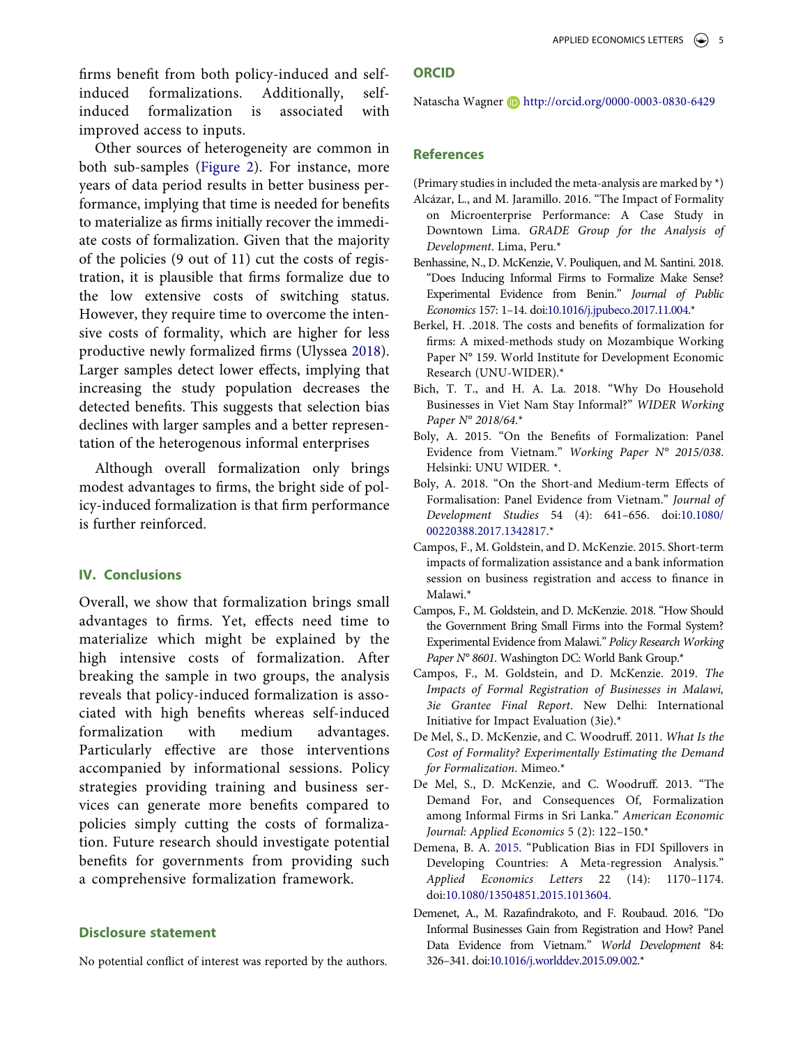firms benefit from both policy-induced and self-induced formalizations. Additionally, self-induced formalization is associated with improved access to inputs.

Other sources of heterogeneity are common in both sub-samples (Figure 2). For instance, more years of data period results in better business performance, implying that time is needed for benefits to materialize as firms initially recover the immediate costs of formalization. Given that the majority of the policies (9 out of 11) cut the costs of registration, it is plausible that firms formalize due to the low extensive costs of switching status. However, they require time to overcome the intensive costs of formality, which are higher for less productive newly formalized firms (Ulyssea 2018). Larger samples detect lower effects, implying that increasing the study population decreases the detected benefits. This suggests that selection bias declines with larger samples and a better representation of the heterogenous informal enterprises

Although overall formalization only brings modest advantages to firms, the bright side of policy-induced formalization is that firm performance is further reinforced.

## IV. Conclusions

Overall, we show that formalization brings small advantages to firms. Yet, effects need time to materialize which might be explained by the high intensive costs of formalization. After breaking the sample in two groups, the analysis reveals that policy-induced formalization is associated with high benefits whereas self-induced formalization with medium advantages. Particularly effective are those interventions accompanied by informational sessions. Policy strategies providing training and business services can generate more benefits compared to policies simply cutting the costs of formalization. Future research should investigate potential benefits for governments from providing such a comprehensive formalization framework.

## Disclosure statement

No potential conflict of interest was reported by the authors.

## ORCID

Natascha Wagner http://orcid.org/0000-0003-0830-6429

## References

(Primary studies in included the meta-analysis are marked by *)

Alcázar, L., and M. Jaramillo. 2016. "The Impact of Formality on Microenterprise Performance: A Case Study in Downtown Lima. *GRADE Group for the Analysis of Development*. Lima, Peru.*

Benhassine, N., D. McKenzie, V. Pouliquen, and M. Santini. 2018. "Does Inducing Informal Firms to Formalize Make Sense? Experimental Evidence from Benin." *Journal of Public Economics* 157: 1–14. doi:10.1016/j.jpubeco.2017.11.004.*

Berkel, H. .2018. The costs and benefits of formalization for firms: A mixed-methods study on Mozambique Working Paper N° 159. World Institute for Development Economic Research (UNU-WIDER).*

Bich, T. T., and H. A. La. 2018. "Why Do Household Businesses in Viet Nam Stay Informal?" *WIDER Working Paper N° 2018/64*.*

Boly, A. 2015. "On the Benefits of Formalization: Panel Evidence from Vietnam." *Working Paper N° 2015/038*. Helsinki: UNU WIDER. *.

Boly, A. 2018. "On the Short-and Medium-term Effects of Formalisation: Panel Evidence from Vietnam." *Journal of Development Studies* 54 (4): 641–656. doi:10.1080/00220388.2017.1342817.*

Campos, F., M. Goldstein, and D. McKenzie. 2015. Short-term impacts of formalization assistance and a bank information session on business registration and access to finance in Malawi.*

Campos, F., M. Goldstein, and D. McKenzie. 2018. "How Should the Government Bring Small Firms into the Formal System? Experimental Evidence from Malawi." *Policy Research Working Paper N° 8601*. Washington DC: World Bank Group.*

Campos, F., M. Goldstein, and D. McKenzie. 2019. *The Impacts of Formal Registration of Businesses in Malawi, 3ie Grantee Final Report*. New Delhi: International Initiative for Impact Evaluation (3ie).*

De Mel, S., D. McKenzie, and C. Woodruff. 2011. *What Is the Cost of Formality? Experimentally Estimating the Demand for Formalization*. Mimeo.*

De Mel, S., D. McKenzie, and C. Woodruff. 2013. "The Demand For, and Consequences Of, Formalization among Informal Firms in Sri Lanka." *American Economic Journal: Applied Economics* 5 (2): 122–150.*

Demena, B. A. 2015. "Publication Bias in FDI Spillovers in Developing Countries: A Meta-regression Analysis." *Applied Economics Letters* 22 (14): 1170–1174. doi:10.1080/13504851.2015.1013604.

Demenet, A., M. Razafindrakoto, and F. Roubaud. 2016. "Do Informal Businesses Gain from Registration and How? Panel Data Evidence from Vietnam." *World Development* 84: 326–341. doi:10.1016/j.worlddev.2015.09.002.*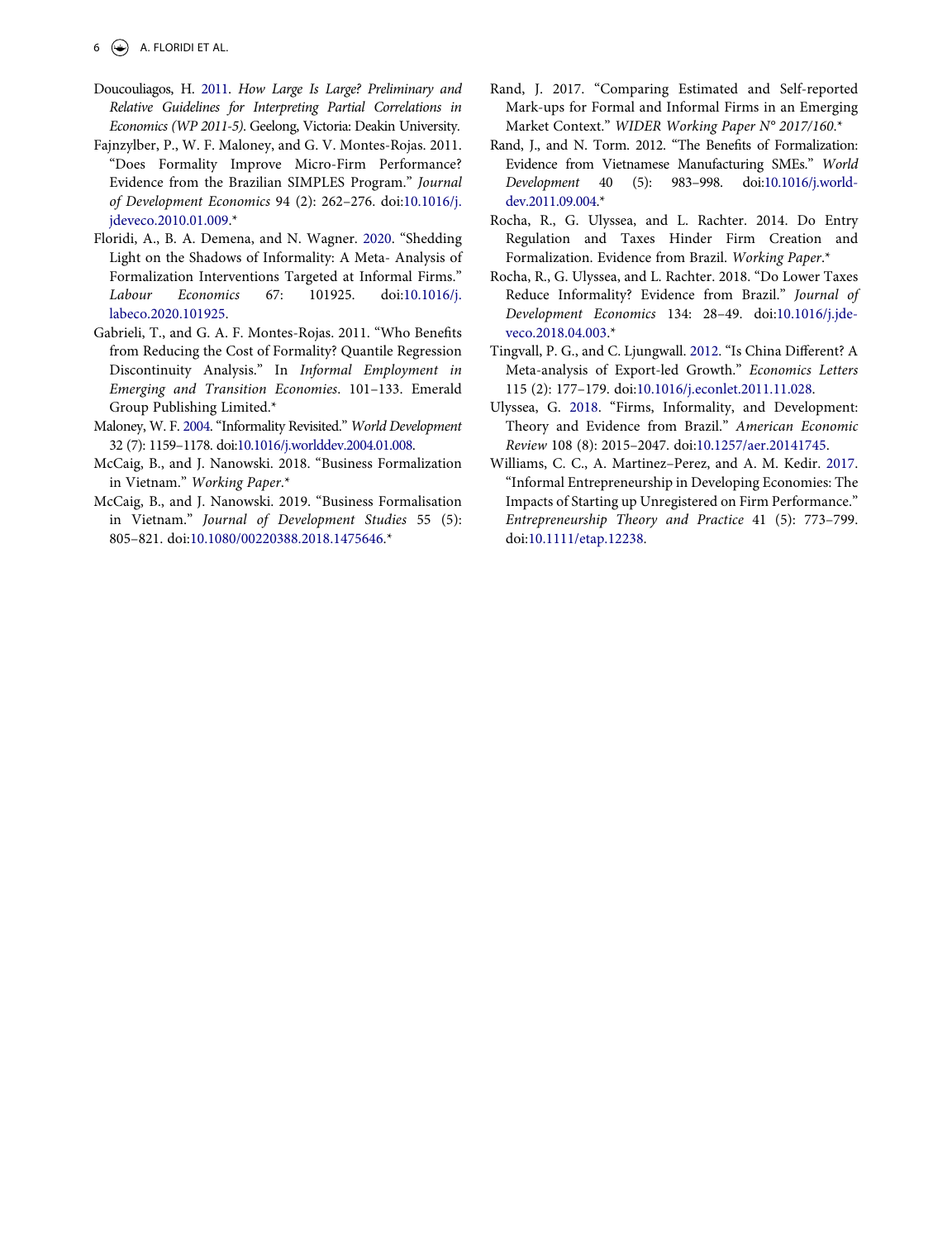Doucouliagos, H. 2011. *How Large Is Large? Preliminary and Relative Guidelines for Interpreting Partial Correlations in Economics (WP 2011-5)*. Geelong, Victoria: Deakin University.

Fajnzylber, P., W. F. Maloney, and G. V. Montes-Rojas. 2011. "Does Formality Improve Micro-Firm Performance? Evidence from the Brazilian SIMPLES Program." *Journal of Development Economics* 94 (2): 262–276. doi:10.1016/j.jdeveco.2010.01.009.*

Floridi, A., B. A. Demena, and N. Wagner. 2020. "Shedding Light on the Shadows of Informality: A Meta- Analysis of Formalization Interventions Targeted at Informal Firms." *Labour Economics* 67: 101925. doi:10.1016/j.labeco.2020.101925.

Gabrieli, T., and G. A. F. Montes-Rojas. 2011. "Who Benefits from Reducing the Cost of Formality? Quantile Regression Discontinuity Analysis." In *Informal Employment in Emerging and Transition Economies*. 101–133. Emerald Group Publishing Limited.*

Maloney, W. F. 2004. "Informality Revisited." *World Development* 32 (7): 1159–1178. doi:10.1016/j.worlddev.2004.01.008.

McCaig, B., and J. Nanowski. 2018. "Business Formalization in Vietnam." *Working Paper*.*

McCaig, B., and J. Nanowski. 2019. "Business Formalisation in Vietnam." *Journal of Development Studies* 55 (5): 805–821. doi:10.1080/00220388.2018.1475646.*

Rand, J. 2017. "Comparing Estimated and Self-reported Mark-ups for Formal and Informal Firms in an Emerging Market Context." *WIDER Working Paper N° 2017/160*.*

Rand, J., and N. Torm. 2012. "The Benefits of Formalization: Evidence from Vietnamese Manufacturing SMEs." *World Development* 40 (5): 983–998. doi:10.1016/j.worlddev.2011.09.004.*

Rocha, R., G. Ulyssea, and L. Rachter. 2014. Do Entry Regulation and Taxes Hinder Firm Creation and Formalization. Evidence from Brazil. *Working Paper*.*

Rocha, R., G. Ulyssea, and L. Rachter. 2018. "Do Lower Taxes Reduce Informality? Evidence from Brazil." *Journal of Development Economics* 134: 28–49. doi:10.1016/j.jdeveco.2018.04.003.*

Tingvall, P. G., and C. Ljungwall. 2012. "Is China Different? A Meta-analysis of Export-led Growth." *Economics Letters* 115 (2): 177–179. doi:10.1016/j.econlet.2011.11.028.

Ulyssea, G. 2018. "Firms, Informality, and Development: Theory and Evidence from Brazil." *American Economic Review* 108 (8): 2015–2047. doi:10.1257/aer.20141745.

Williams, C. C., A. Martinez–Perez, and A. M. Kedir. 2017. "Informal Entrepreneurship in Developing Economies: The Impacts of Starting up Unregistered on Firm Performance." *Entrepreneurship Theory and Practice* 41 (5): 773–799. doi:10.1111/etap.12238.